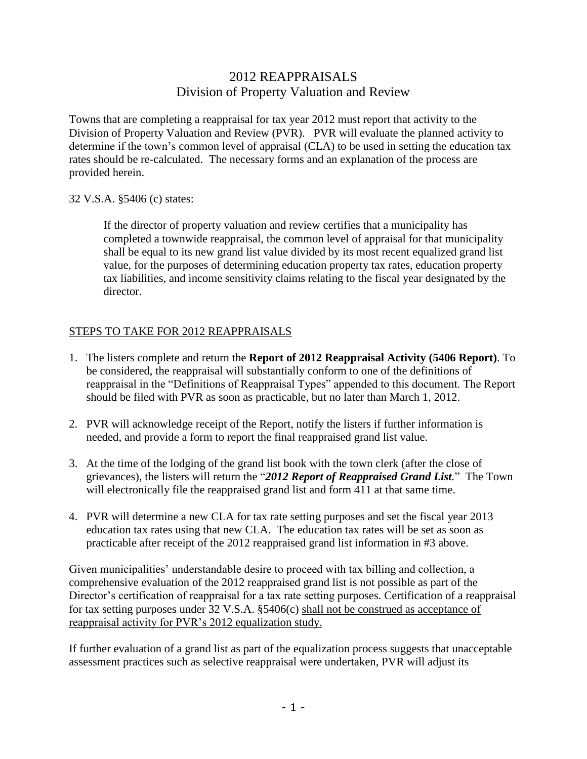# 2012 REAPPRAISALS
## Division of Property Valuation and Review

Towns that are completing a reappraisal for tax year 2012 must report that activity to the Division of Property Valuation and Review (PVR). PVR will evaluate the planned activity to determine if the town's common level of appraisal (CLA) to be used in setting the education tax rates should be re-calculated. The necessary forms and an explanation of the process are provided herein.

32 V.S.A. §5406 (c) states:

> If the director of property valuation and review certifies that a municipality has completed a townwide reappraisal, the common level of appraisal for that municipality shall be equal to its new grand list value divided by its most recent equalized grand list value, for the purposes of determining education property tax rates, education property tax liabilities, and income sensitivity claims relating to the fiscal year designated by the director.

<u>STEPS TO TAKE FOR 2012 REAPPRAISALS</u>

1. The listers complete and return the **Report of 2012 Reappraisal Activity (5406 Report)**. To be considered, the reappraisal will substantially conform to one of the definitions of reappraisal in the "Definitions of Reappraisal Types" appended to this document. The Report should be filed with PVR as soon as practicable, but no later than March 1, 2012.

2. PVR will acknowledge receipt of the Report, notify the listers if further information is needed, and provide a form to report the final reappraised grand list value.

3. At the time of the lodging of the grand list book with the town clerk (after the close of grievances), the listers will return the "***2012 Report of Reappraised Grand List.***" The Town will electronically file the reappraised grand list and form 411 at that same time.

4. PVR will determine a new CLA for tax rate setting purposes and set the fiscal year 2013 education tax rates using that new CLA. The education tax rates will be set as soon as practicable after receipt of the 2012 reappraised grand list information in #3 above.

Given municipalities' understandable desire to proceed with tax billing and collection, a comprehensive evaluation of the 2012 reappraised grand list is not possible as part of the Director's certification of reappraisal for a tax rate setting purposes. Certification of a reappraisal for tax setting purposes under 32 V.S.A. §5406(c) <u>shall not be construed as acceptance of reappraisal activity for PVR's 2012 equalization study.</u>

If further evaluation of a grand list as part of the equalization process suggests that unacceptable assessment practices such as selective reappraisal were undertaken, PVR will adjust its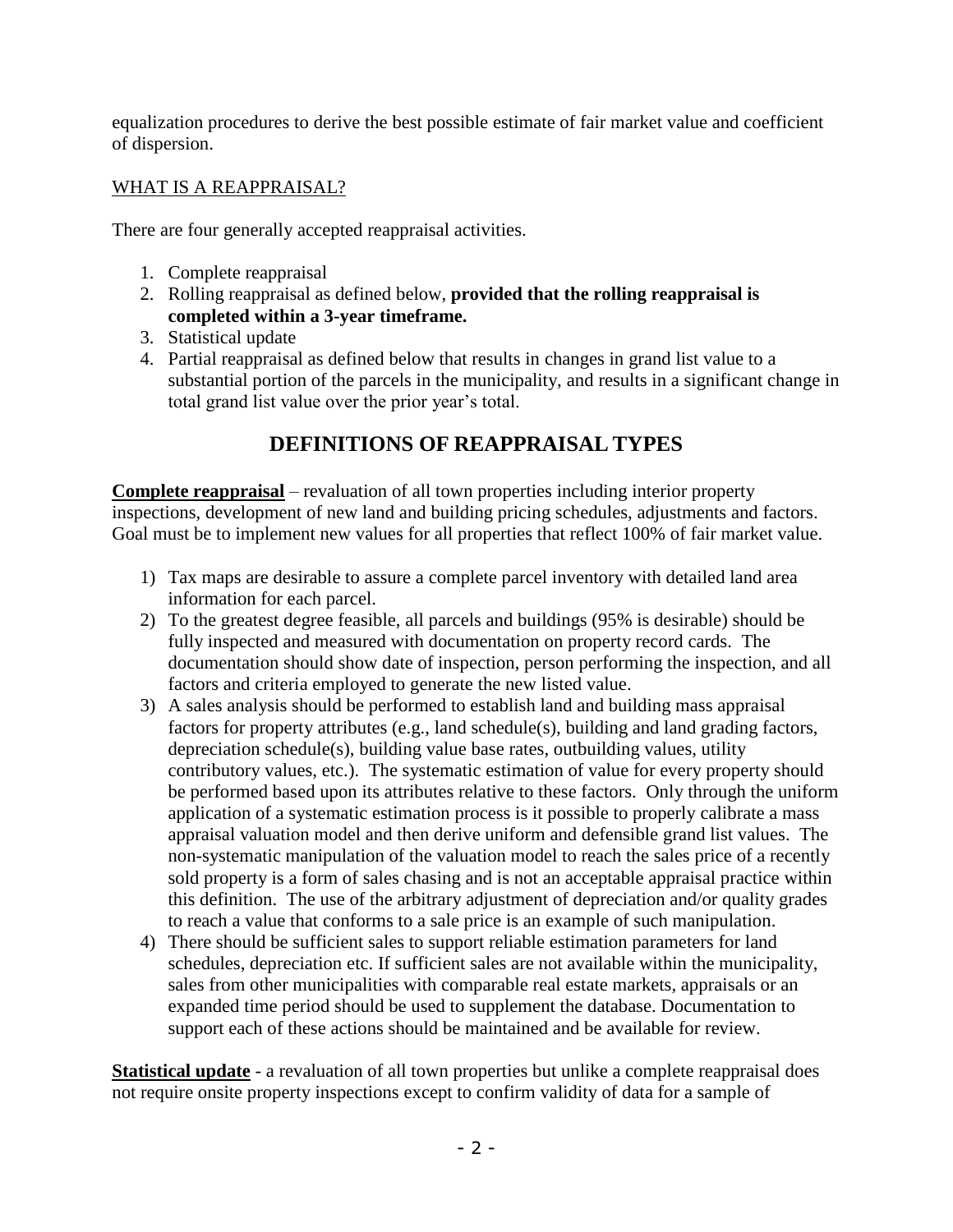equalization procedures to derive the best possible estimate of fair market value and coefficient of dispersion.

## WHAT IS A REAPPRAISAL?

There are four generally accepted reappraisal activities.

1. Complete reappraisal
2. Rolling reappraisal as defined below, **provided that the rolling reappraisal is completed within a 3-year timeframe.**
3. Statistical update
4. Partial reappraisal as defined below that results in changes in grand list value to a substantial portion of the parcels in the municipality, and results in a significant change in total grand list value over the prior year's total.

# DEFINITIONS OF REAPPRAISAL TYPES

**Complete reappraisal** – revaluation of all town properties including interior property inspections, development of new land and building pricing schedules, adjustments and factors. Goal must be to implement new values for all properties that reflect 100% of fair market value.

1) Tax maps are desirable to assure a complete parcel inventory with detailed land area information for each parcel.
2) To the greatest degree feasible, all parcels and buildings (95% is desirable) should be fully inspected and measured with documentation on property record cards. The documentation should show date of inspection, person performing the inspection, and all factors and criteria employed to generate the new listed value.
3) A sales analysis should be performed to establish land and building mass appraisal factors for property attributes (e.g., land schedule(s), building and land grading factors, depreciation schedule(s), building value base rates, outbuilding values, utility contributory values, etc.). The systematic estimation of value for every property should be performed based upon its attributes relative to these factors. Only through the uniform application of a systematic estimation process is it possible to properly calibrate a mass appraisal valuation model and then derive uniform and defensible grand list values. The non-systematic manipulation of the valuation model to reach the sales price of a recently sold property is a form of sales chasing and is not an acceptable appraisal practice within this definition. The use of the arbitrary adjustment of depreciation and/or quality grades to reach a value that conforms to a sale price is an example of such manipulation.
4) There should be sufficient sales to support reliable estimation parameters for land schedules, depreciation etc. If sufficient sales are not available within the municipality, sales from other municipalities with comparable real estate markets, appraisals or an expanded time period should be used to supplement the database. Documentation to support each of these actions should be maintained and be available for review.

**Statistical update** - a revaluation of all town properties but unlike a complete reappraisal does not require onsite property inspections except to confirm validity of data for a sample of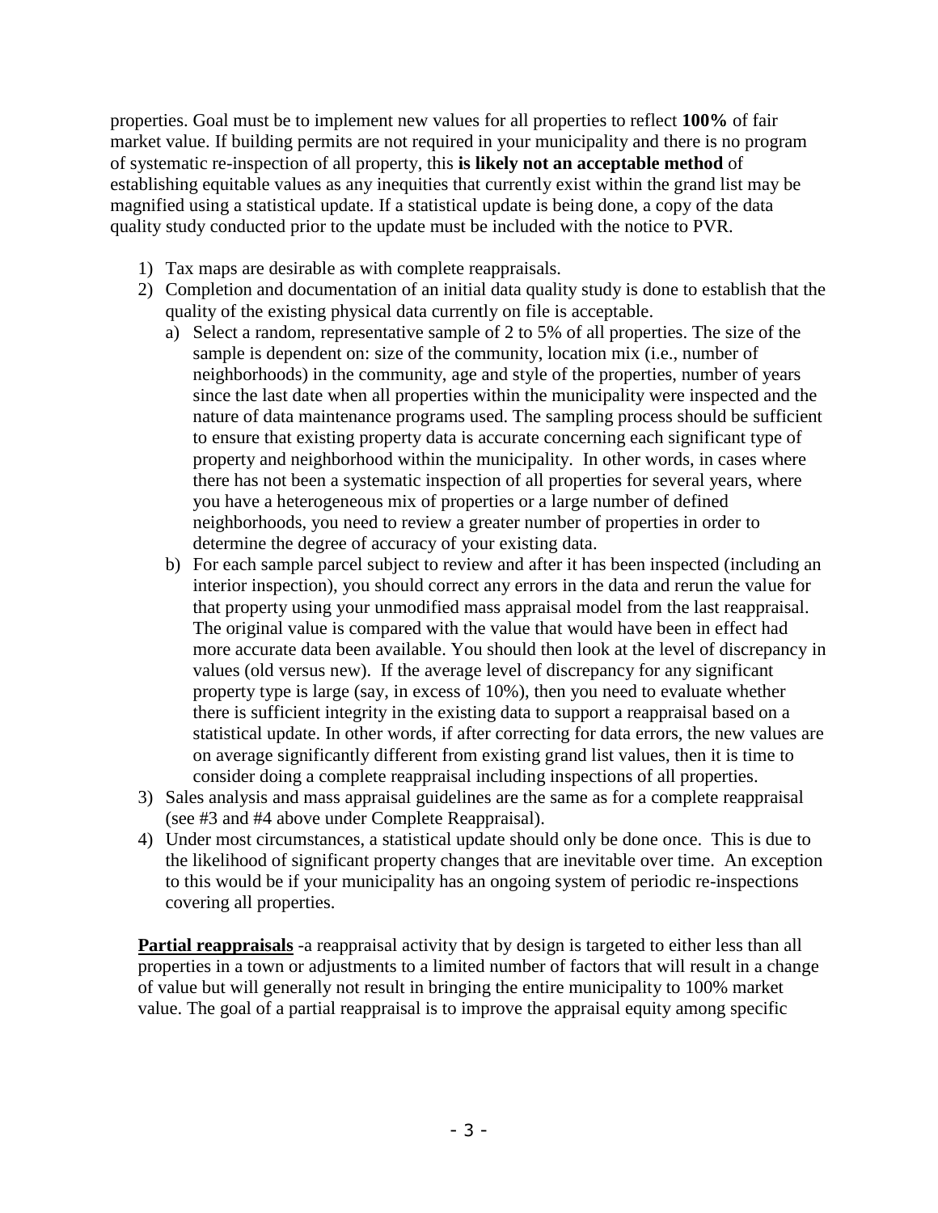properties. Goal must be to implement new values for all properties to reflect **100%** of fair market value. If building permits are not required in your municipality and there is no program of systematic re-inspection of all property, this **is likely not an acceptable method** of establishing equitable values as any inequities that currently exist within the grand list may be magnified using a statistical update. If a statistical update is being done, a copy of the data quality study conducted prior to the update must be included with the notice to PVR.

1) Tax maps are desirable as with complete reappraisals.
2) Completion and documentation of an initial data quality study is done to establish that the quality of the existing physical data currently on file is acceptable.
   a) Select a random, representative sample of 2 to 5% of all properties. The size of the sample is dependent on: size of the community, location mix (i.e., number of neighborhoods) in the community, age and style of the properties, number of years since the last date when all properties within the municipality were inspected and the nature of data maintenance programs used. The sampling process should be sufficient to ensure that existing property data is accurate concerning each significant type of property and neighborhood within the municipality. In other words, in cases where there has not been a systematic inspection of all properties for several years, where you have a heterogeneous mix of properties or a large number of defined neighborhoods, you need to review a greater number of properties in order to determine the degree of accuracy of your existing data.
   b) For each sample parcel subject to review and after it has been inspected (including an interior inspection), you should correct any errors in the data and rerun the value for that property using your unmodified mass appraisal model from the last reappraisal. The original value is compared with the value that would have been in effect had more accurate data been available. You should then look at the level of discrepancy in values (old versus new). If the average level of discrepancy for any significant property type is large (say, in excess of 10%), then you need to evaluate whether there is sufficient integrity in the existing data to support a reappraisal based on a statistical update. In other words, if after correcting for data errors, the new values are on average significantly different from existing grand list values, then it is time to consider doing a complete reappraisal including inspections of all properties.
3) Sales analysis and mass appraisal guidelines are the same as for a complete reappraisal (see #3 and #4 above under Complete Reappraisal).
4) Under most circumstances, a statistical update should only be done once. This is due to the likelihood of significant property changes that are inevitable over time. An exception to this would be if your municipality has an ongoing system of periodic re-inspections covering all properties.

**Partial reappraisals** -a reappraisal activity that by design is targeted to either less than all properties in a town or adjustments to a limited number of factors that will result in a change of value but will generally not result in bringing the entire municipality to 100% market value. The goal of a partial reappraisal is to improve the appraisal equity among specific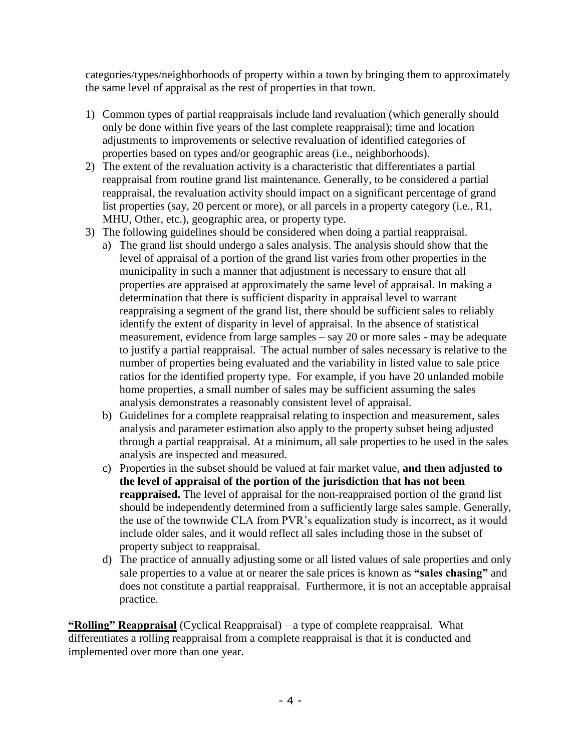categories/types/neighborhoods of property within a town by bringing them to approximately the same level of appraisal as the rest of properties in that town.

1) Common types of partial reappraisals include land revaluation (which generally should only be done within five years of the last complete reappraisal); time and location adjustments to improvements or selective revaluation of identified categories of properties based on types and/or geographic areas (i.e., neighborhoods).
2) The extent of the revaluation activity is a characteristic that differentiates a partial reappraisal from routine grand list maintenance. Generally, to be considered a partial reappraisal, the revaluation activity should impact on a significant percentage of grand list properties (say, 20 percent or more), or all parcels in a property category (i.e., R1, MHU, Other, etc.), geographic area, or property type.
3) The following guidelines should be considered when doing a partial reappraisal.
   a) The grand list should undergo a sales analysis. The analysis should show that the level of appraisal of a portion of the grand list varies from other properties in the municipality in such a manner that adjustment is necessary to ensure that all properties are appraised at approximately the same level of appraisal. In making a determination that there is sufficient disparity in appraisal level to warrant reappraising a segment of the grand list, there should be sufficient sales to reliably identify the extent of disparity in level of appraisal. In the absence of statistical measurement, evidence from large samples – say 20 or more sales - may be adequate to justify a partial reappraisal. The actual number of sales necessary is relative to the number of properties being evaluated and the variability in listed value to sale price ratios for the identified property type. For example, if you have 20 unlanded mobile home properties, a small number of sales may be sufficient assuming the sales analysis demonstrates a reasonably consistent level of appraisal.
   b) Guidelines for a complete reappraisal relating to inspection and measurement, sales analysis and parameter estimation also apply to the property subset being adjusted through a partial reappraisal. At a minimum, all sale properties to be used in the sales analysis are inspected and measured.
   c) Properties in the subset should be valued at fair market value, **and then adjusted to the level of appraisal of the portion of the jurisdiction that has not been reappraised.** The level of appraisal for the non-reappraised portion of the grand list should be independently determined from a sufficiently large sales sample. Generally, the use of the townwide CLA from PVR's equalization study is incorrect, as it would include older sales, and it would reflect all sales including those in the subset of property subject to reappraisal.
   d) The practice of annually adjusting some or all listed values of sale properties and only sale properties to a value at or nearer the sale prices is known as **"sales chasing"** and does not constitute a partial reappraisal. Furthermore, it is not an acceptable appraisal practice.

**"Rolling" Reappraisal** (Cyclical Reappraisal) – a type of complete reappraisal. What differentiates a rolling reappraisal from a complete reappraisal is that it is conducted and implemented over more than one year.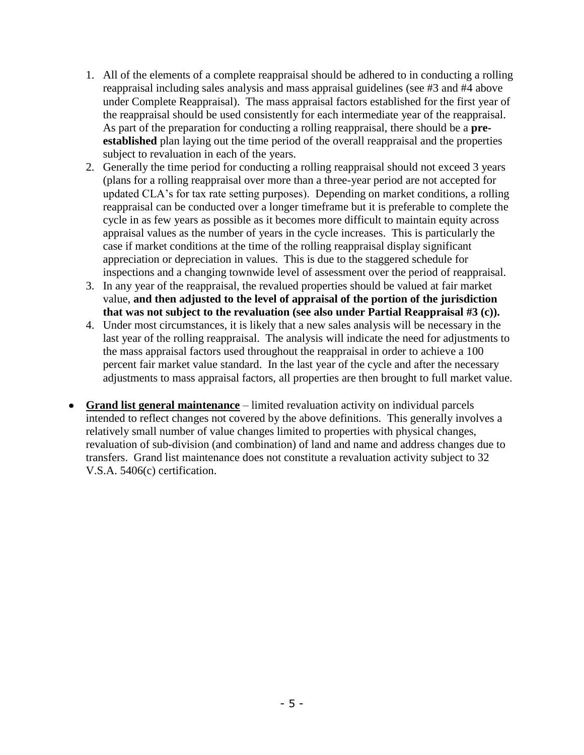1. All of the elements of a complete reappraisal should be adhered to in conducting a rolling reappraisal including sales analysis and mass appraisal guidelines (see #3 and #4 above under Complete Reappraisal). The mass appraisal factors established for the first year of the reappraisal should be used consistently for each intermediate year of the reappraisal. As part of the preparation for conducting a rolling reappraisal, there should be a **pre-established** plan laying out the time period of the overall reappraisal and the properties subject to revaluation in each of the years.
2. Generally the time period for conducting a rolling reappraisal should not exceed 3 years (plans for a rolling reappraisal over more than a three-year period are not accepted for updated CLA's for tax rate setting purposes). Depending on market conditions, a rolling reappraisal can be conducted over a longer timeframe but it is preferable to complete the cycle in as few years as possible as it becomes more difficult to maintain equity across appraisal values as the number of years in the cycle increases. This is particularly the case if market conditions at the time of the rolling reappraisal display significant appreciation or depreciation in values. This is due to the staggered schedule for inspections and a changing townwide level of assessment over the period of reappraisal.
3. In any year of the reappraisal, the revalued properties should be valued at fair market value, **and then adjusted to the level of appraisal of the portion of the jurisdiction that was not subject to the revaluation (see also under Partial Reappraisal #3 (c)).**
4. Under most circumstances, it is likely that a new sales analysis will be necessary in the last year of the rolling reappraisal. The analysis will indicate the need for adjustments to the mass appraisal factors used throughout the reappraisal in order to achieve a 100 percent fair market value standard. In the last year of the cycle and after the necessary adjustments to mass appraisal factors, all properties are then brought to full market value.

- **<u>Grand list general maintenance</u>** – limited revaluation activity on individual parcels intended to reflect changes not covered by the above definitions. This generally involves a relatively small number of value changes limited to properties with physical changes, revaluation of sub-division (and combination) of land and name and address changes due to transfers. Grand list maintenance does not constitute a revaluation activity subject to 32 V.S.A. 5406(c) certification.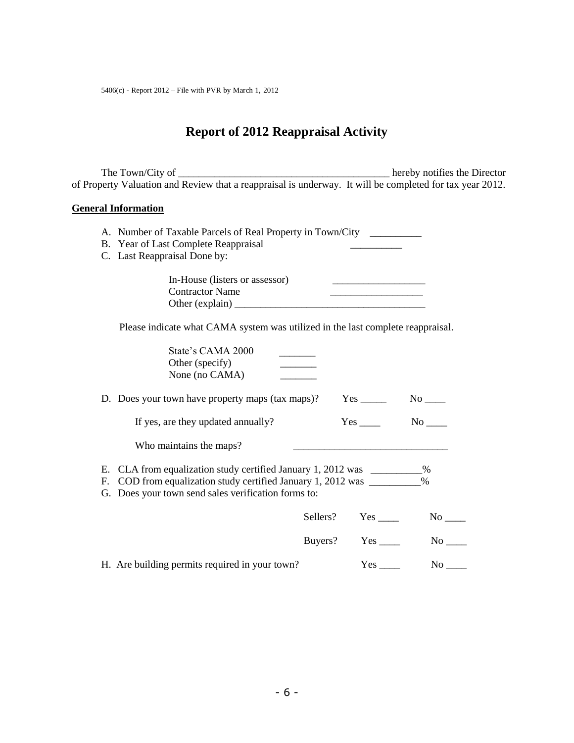5406(c) - Report 2012 – File with PVR by March 1, 2012

# Report of 2012 Reappraisal Activity

The Town/City of _________________________________________ hereby notifies the Director of Property Valuation and Review that a reappraisal is underway. It will be completed for tax year 2012.

**General Information**

A. Number of Taxable Parcels of Real Property in Town/City __________
B. Year of Last Complete Reappraisal __________
C. Last Reappraisal Done by:

In-House (listers or assessor) __________________
Contractor Name __________________
Other (explain) _____________________________________

Please indicate what CAMA system was utilized in the last complete reappraisal.

State's CAMA 2000 _______
Other (specify) _______
None (no CAMA) _______

D. Does your town have property maps (tax maps)? Yes _____ No ____

If yes, are they updated annually? Yes ____ No ____

Who maintains the maps? _____________________________

E. CLA from equalization study certified January 1, 2012 was __________%
F. COD from equalization study certified January 1, 2012 was __________%
G. Does your town send sales verification forms to:

Sellers? Yes ____ No ____

Buyers? Yes ____ No ____

H. Are building permits required in your town? Yes ____ No ____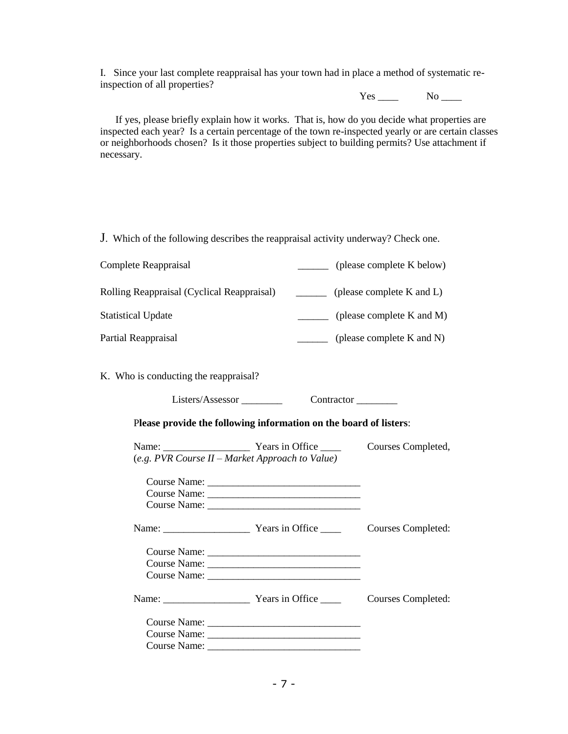I. Since your last complete reappraisal has your town had in place a method of systematic re-inspection of all properties?

Yes ____ No ____

If yes, please briefly explain how it works. That is, how do you decide what properties are inspected each year? Is a certain percentage of the town re-inspected yearly or are certain classes or neighborhoods chosen? Is it those properties subject to building permits? Use attachment if necessary.

J. Which of the following describes the reappraisal activity underway? Check one.

Complete Reappraisal ______ (please complete K below)

Rolling Reappraisal (Cyclical Reappraisal) ______ (please complete K and L)

Statistical Update ______ (please complete K and M)

Partial Reappraisal ______ (please complete K and N)

K. Who is conducting the reappraisal?

Listers/Assessor ________ Contractor ________

P**lease provide the following information on the board of listers**:

Name: _________________ Years in Office ____ Courses Completed,
(*e.g. PVR Course II – Market Approach to Value)*

Course Name: ______________________________
Course Name: ______________________________
Course Name: ______________________________

Name: _________________ Years in Office ____ Courses Completed:

Course Name: ______________________________
Course Name: ______________________________
Course Name: ______________________________

Name: _________________ Years in Office ____ Courses Completed:

Course Name: ______________________________
Course Name: ______________________________
Course Name: ______________________________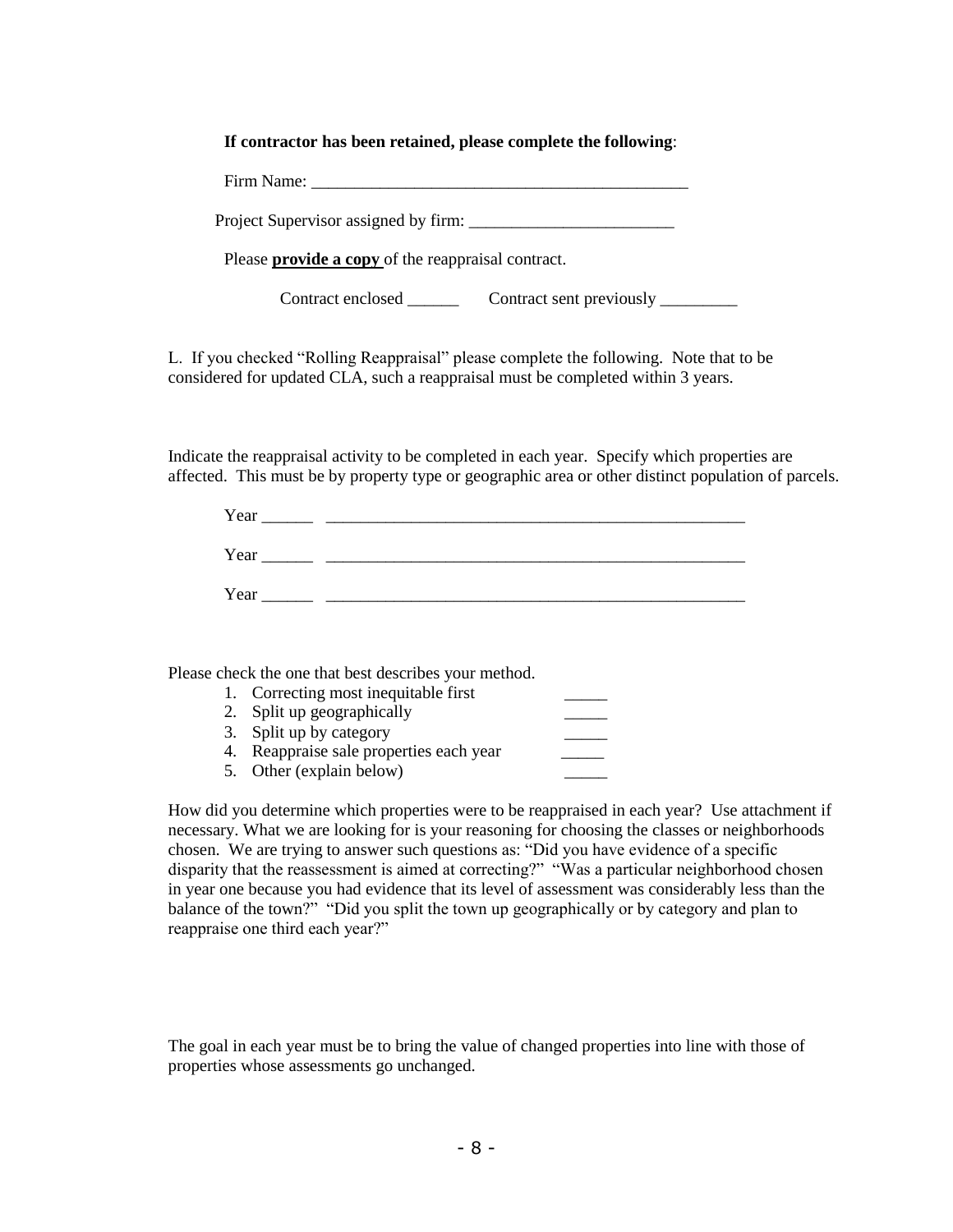**If contractor has been retained, please complete the following**:

Firm Name: _____________________________________________

Project Supervisor assigned by firm: ________________________

Please **provide a copy** of the reappraisal contract.

Contract enclosed ______ Contract sent previously _________

L. If you checked "Rolling Reappraisal" please complete the following. Note that to be considered for updated CLA, such a reappraisal must be completed within 3 years.

Indicate the reappraisal activity to be completed in each year. Specify which properties are affected. This must be by property type or geographic area or other distinct population of parcels.

Year ______ ___________________________________________________

Year ______ ___________________________________________________

Year ______ ___________________________________________________

Please check the one that best describes your method.

1. Correcting most inequitable first _____
2. Split up geographically _____
3. Split up by category _____
4. Reappraise sale properties each year _____
5. Other (explain below) _____

How did you determine which properties were to be reappraised in each year? Use attachment if necessary. What we are looking for is your reasoning for choosing the classes or neighborhoods chosen. We are trying to answer such questions as: "Did you have evidence of a specific disparity that the reassessment is aimed at correcting?" "Was a particular neighborhood chosen in year one because you had evidence that its level of assessment was considerably less than the balance of the town?" "Did you split the town up geographically or by category and plan to reappraise one third each year?"

The goal in each year must be to bring the value of changed properties into line with those of properties whose assessments go unchanged.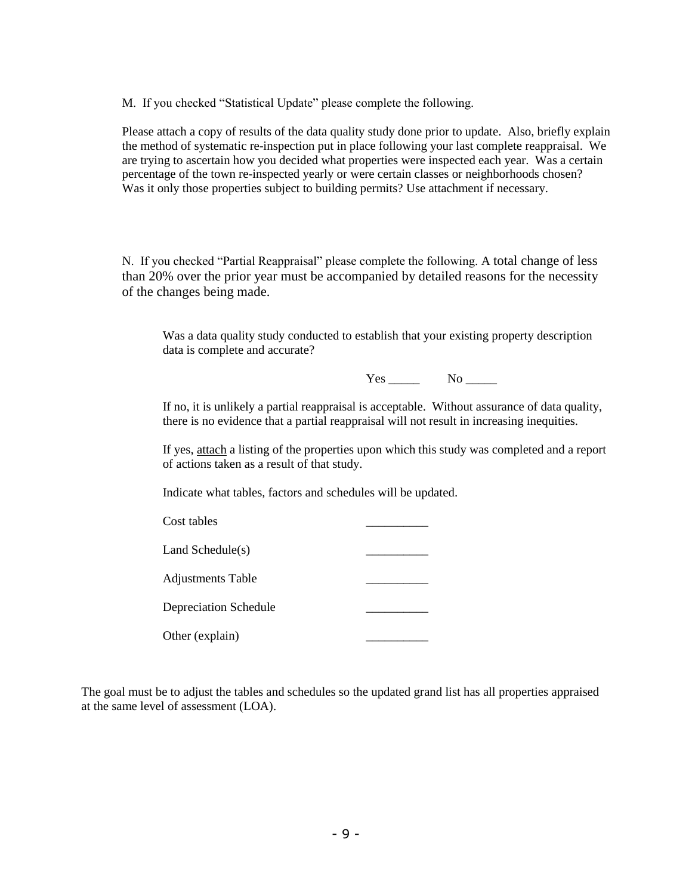M. If you checked "Statistical Update" please complete the following.

Please attach a copy of results of the data quality study done prior to update. Also, briefly explain the method of systematic re-inspection put in place following your last complete reappraisal. We are trying to ascertain how you decided what properties were inspected each year. Was a certain percentage of the town re-inspected yearly or were certain classes or neighborhoods chosen? Was it only those properties subject to building permits? Use attachment if necessary.

N. If you checked "Partial Reappraisal" please complete the following. A total change of less than 20% over the prior year must be accompanied by detailed reasons for the necessity of the changes being made.

Was a data quality study conducted to establish that your existing property description data is complete and accurate?

Yes _____ No _____

If no, it is unlikely a partial reappraisal is acceptable. Without assurance of data quality, there is no evidence that a partial reappraisal will not result in increasing inequities.

If yes, <u>attach</u> a listing of the properties upon which this study was completed and a report of actions taken as a result of that study.

Indicate what tables, factors and schedules will be updated.

Cost tables __________

Land Schedule(s) __________

Adjustments Table __________

Depreciation Schedule __________

Other (explain) __________

The goal must be to adjust the tables and schedules so the updated grand list has all properties appraised at the same level of assessment (LOA).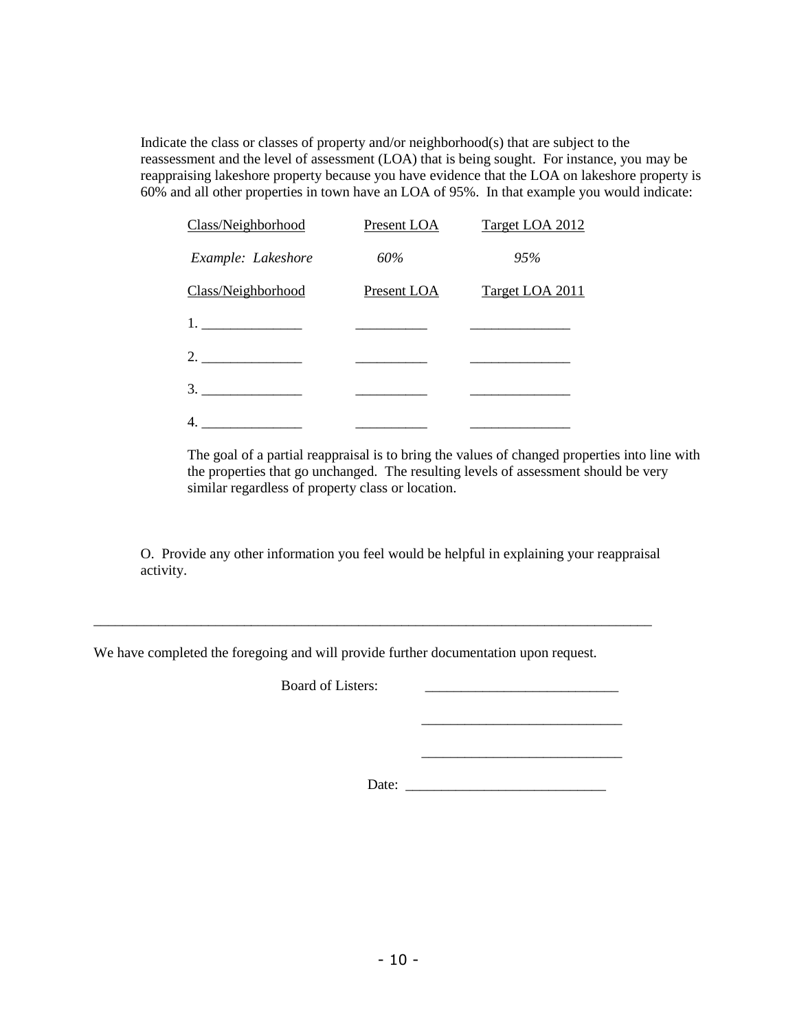Indicate the class or classes of property and/or neighborhood(s) that are subject to the reassessment and the level of assessment (LOA) that is being sought. For instance, you may be reappraising lakeshore property because you have evidence that the LOA on lakeshore property is 60% and all other properties in town have an LOA of 95%. In that example you would indicate:

| Class/Neighborhood | Present LOA | Target LOA 2012 |
|---|---|---|
| *Example: Lakeshore* | *60%* | *95%* |

| Class/Neighborhood | Present LOA | Target LOA 2011 |
|---|---|---|
| 1. ______________ | __________ | ______________ |
| 2. ______________ | __________ | ______________ |
| 3. ______________ | __________ | ______________ |
| 4. ______________ | __________ | ______________ |

The goal of a partial reappraisal is to bring the values of changed properties into line with the properties that go unchanged. The resulting levels of assessment should be very similar regardless of property class or location.

O. Provide any other information you feel would be helpful in explaining your reappraisal activity.

---

We have completed the foregoing and will provide further documentation upon request.

Board of Listers: ___________________________

___________________________

___________________________

Date: ___________________________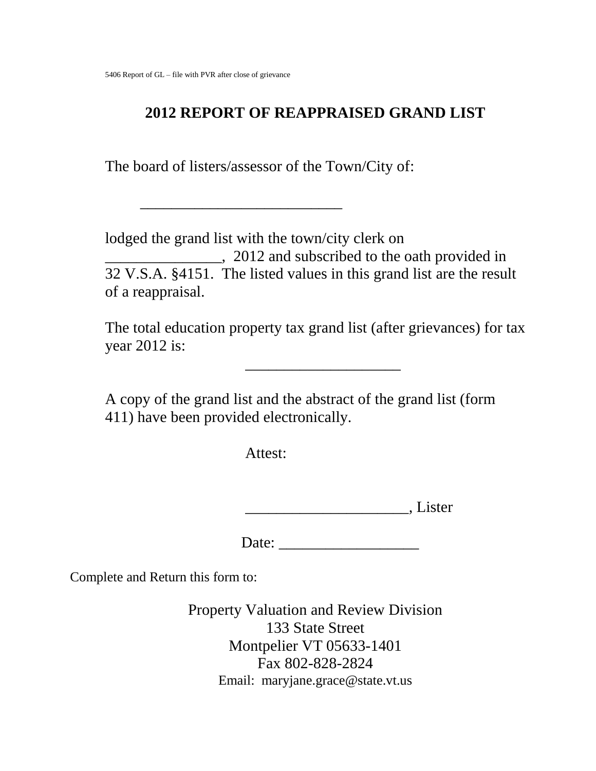5406 Report of GL – file with PVR after close of grievance

# 2012 REPORT OF REAPPRAISED GRAND LIST

The board of listers/assessor of the Town/City of:

__________________________

lodged the grand list with the town/city clerk on _______________, 2012 and subscribed to the oath provided in 32 V.S.A. §4151. The listed values in this grand list are the result of a reappraisal.

The total education property tax grand list (after grievances) for tax year 2012 is:

____________________

A copy of the grand list and the abstract of the grand list (form 411) have been provided electronically.

Attest:

_____________________, Lister

Date: __________________

Complete and Return this form to:

Property Valuation and Review Division
133 State Street
Montpelier VT 05633-1401
Fax 802-828-2824
Email: maryjane.grace@state.vt.us